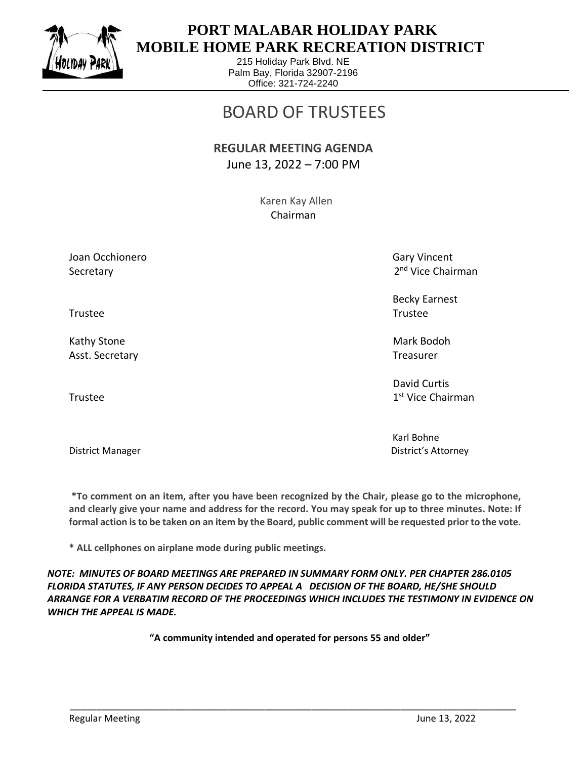# PORT MALABAR HOLIDAY PARK
# MOBILE HOME PARK RECREATION DISTRICT

215 Holiday Park Blvd. NE
Palm Bay, Florida 32907-2196
Office: 321-724-2240

## BOARD OF TRUSTEES

**REGULAR MEETING AGENDA**
June 13, 2022 – 7:00 PM

Karen Kay Allen
Chairman

| | |
|---|---|
| Joan Occhionero<br>Secretary | Gary Vincent<br>2nd Vice Chairman |
| Trustee | Becky Earnest<br>Trustee |
| Kathy Stone<br>Asst. Secretary | Mark Bodoh<br>Treasurer |
| Trustee | David Curtis<br>1st Vice Chairman |
| District Manager | Karl Bohne<br>District's Attorney |

**\*To comment on an item, after you have been recognized by the Chair, please go to the microphone, and clearly give your name and address for the record. You may speak for up to three minutes. Note: If formal action is to be taken on an item by the Board, public comment will be requested prior to the vote.**

**\* ALL cellphones on airplane mode during public meetings.**

***NOTE: MINUTES OF BOARD MEETINGS ARE PREPARED IN SUMMARY FORM ONLY. PER CHAPTER 286.0105 FLORIDA STATUTES, IF ANY PERSON DECIDES TO APPEAL A DECISION OF THE BOARD, HE/SHE SHOULD ARRANGE FOR A VERBATIM RECORD OF THE PROCEEDINGS WHICH INCLUDES THE TESTIMONY IN EVIDENCE ON WHICH THE APPEAL IS MADE.***

**"A community intended and operated for persons 55 and older"**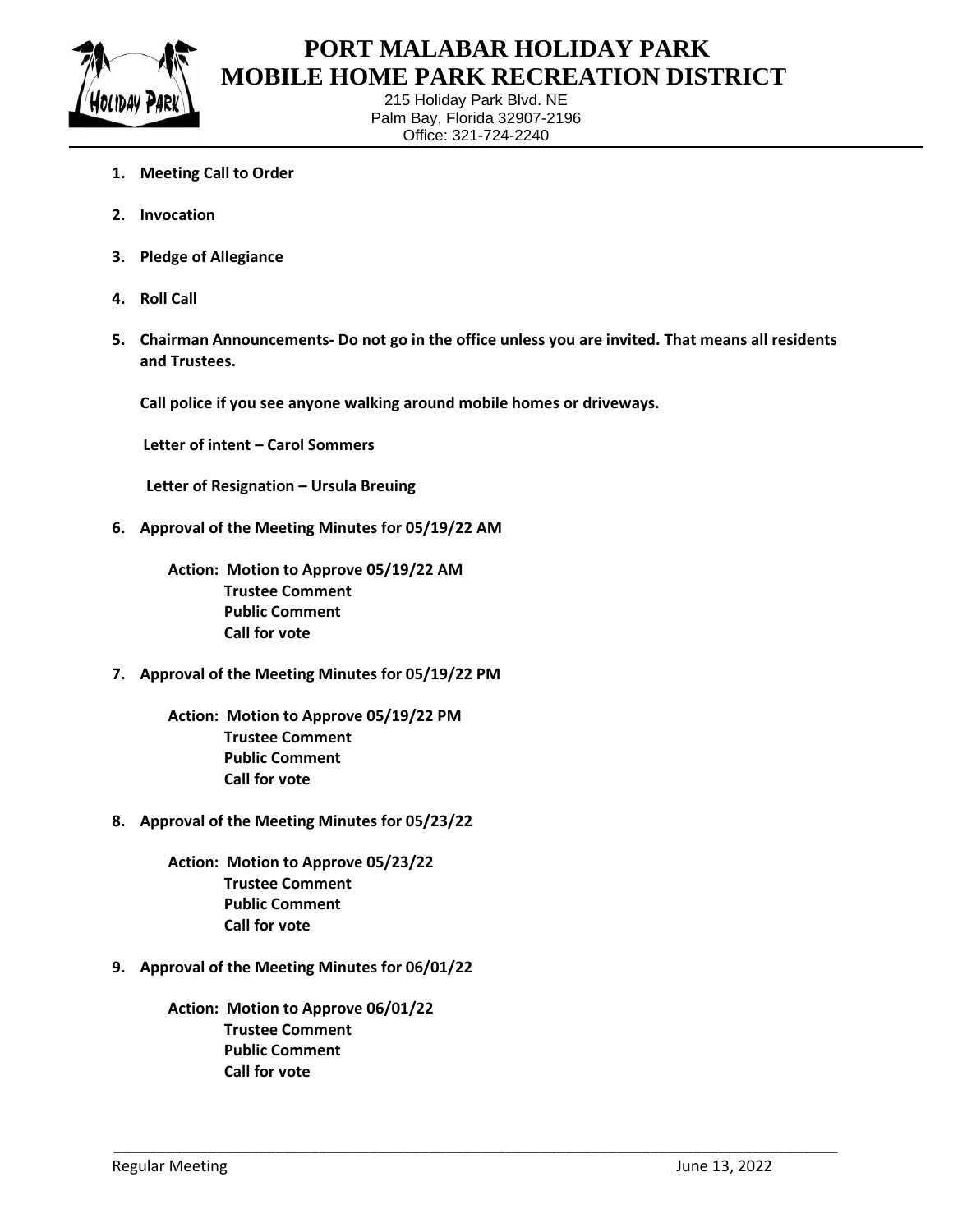# PORT MALABAR HOLIDAY PARK
# MOBILE HOME PARK RECREATION DISTRICT

215 Holiday Park Blvd. NE
Palm Bay, Florida 32907-2196
Office: 321-724-2240

1. **Meeting Call to Order**

2. **Invocation**

3. **Pledge of Allegiance**

4. **Roll Call**

5. **Chairman Announcements- Do not go in the office unless you are invited. That means all residents and Trustees.**

   **Call police if you see anyone walking around mobile homes or driveways.**

   **Letter of intent – Carol Sommers**

   **Letter of Resignation – Ursula Breuing**

6. **Approval of the Meeting Minutes for 05/19/22 AM**

   **Action: Motion to Approve 05/19/22 AM**
   **Trustee Comment**
   **Public Comment**
   **Call for vote**

7. **Approval of the Meeting Minutes for 05/19/22 PM**

   **Action: Motion to Approve 05/19/22 PM**
   **Trustee Comment**
   **Public Comment**
   **Call for vote**

8. **Approval of the Meeting Minutes for 05/23/22**

   **Action: Motion to Approve 05/23/22**
   **Trustee Comment**
   **Public Comment**
   **Call for vote**

9. **Approval of the Meeting Minutes for 06/01/22**

   **Action: Motion to Approve 06/01/22**
   **Trustee Comment**
   **Public Comment**
   **Call for vote**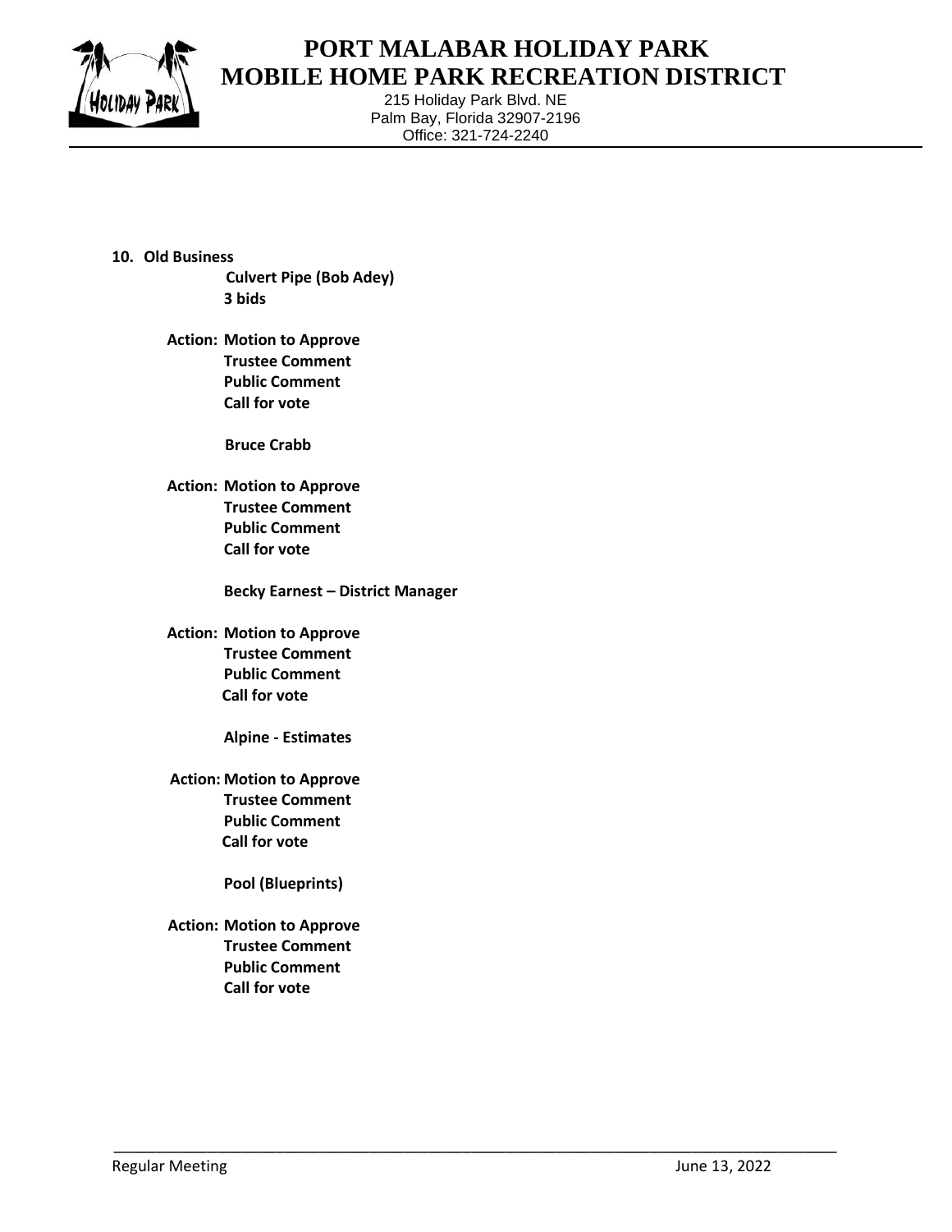# PORT MALABAR HOLIDAY PARK MOBILE HOME PARK RECREATION DISTRICT

215 Holiday Park Blvd. NE
Palm Bay, Florida 32907-2196
Office: 321-724-2240

**10. Old Business**

**Culvert Pipe (Bob Adey)**
**3 bids**

**Action: Motion to Approve**
**Trustee Comment**
**Public Comment**
**Call for vote**

**Bruce Crabb**

**Action: Motion to Approve**
**Trustee Comment**
**Public Comment**
**Call for vote**

**Becky Earnest – District Manager**

**Action: Motion to Approve**
**Trustee Comment**
**Public Comment**
**Call for vote**

**Alpine - Estimates**

**Action: Motion to Approve**
**Trustee Comment**
**Public Comment**
**Call for vote**

**Pool (Blueprints)**

**Action: Motion to Approve**
**Trustee Comment**
**Public Comment**
**Call for vote**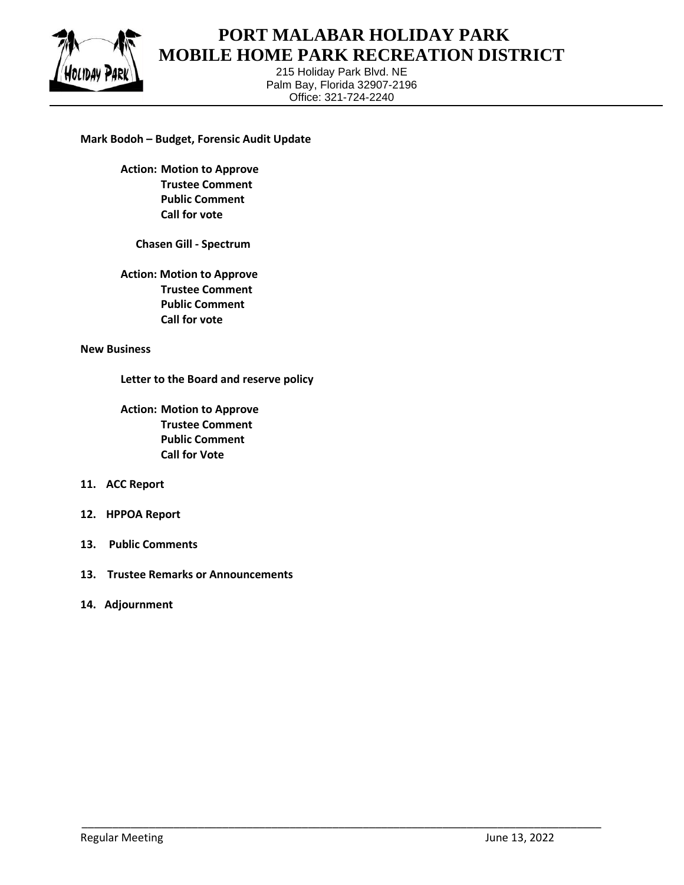**Mark Bodoh – Budget, Forensic Audit Update**

**Action: Motion to Approve**
**Trustee Comment**
**Public Comment**
**Call for vote**

**Chasen Gill - Spectrum**

**Action: Motion to Approve**
**Trustee Comment**
**Public Comment**
**Call for vote**

**New Business**

**Letter to the Board and reserve policy**

**Action: Motion to Approve**
**Trustee Comment**
**Public Comment**
**Call for Vote**

**11. ACC Report**

**12. HPPOA Report**

**13. Public Comments**

**13. Trustee Remarks or Announcements**

**14. Adjournment**